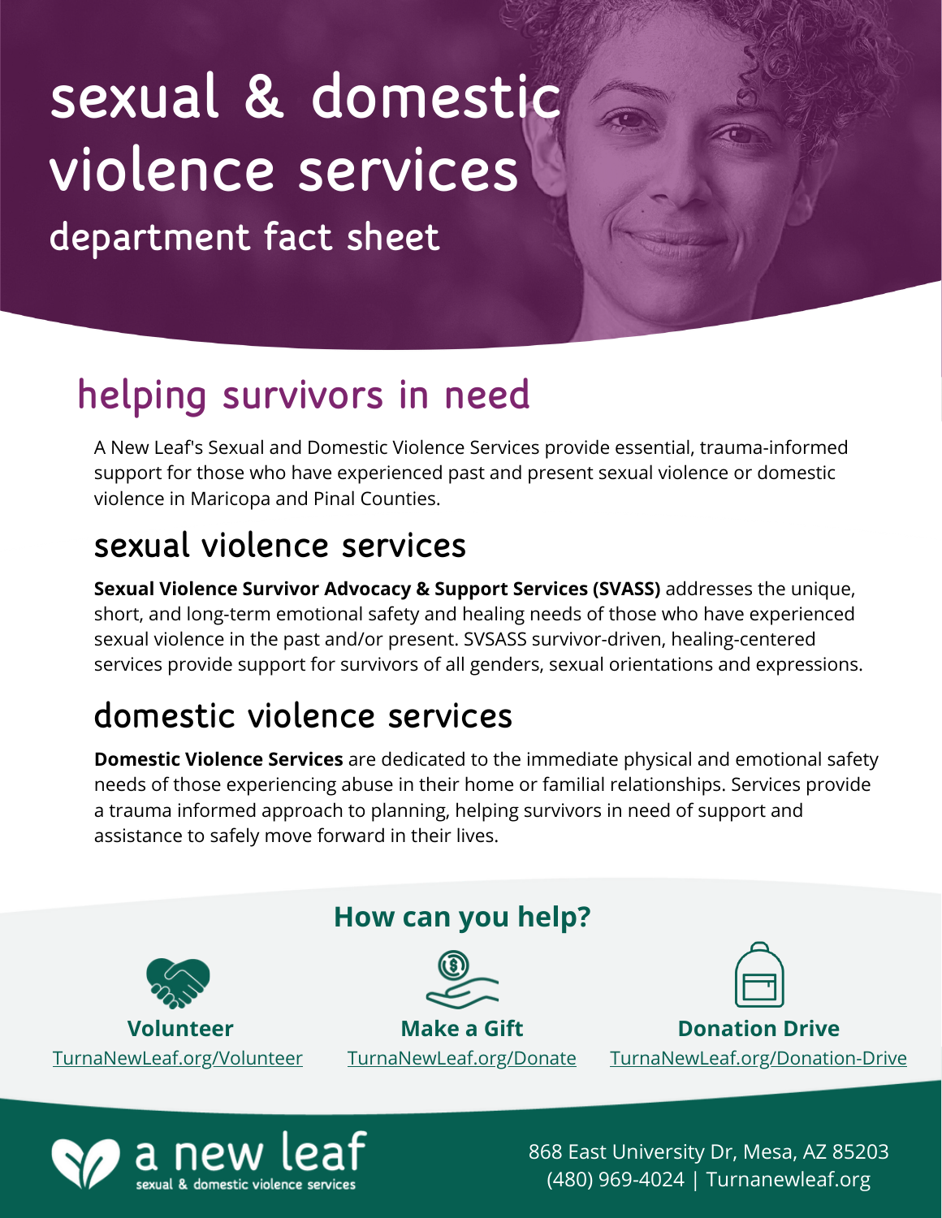# sexual & domestic violence services

## department fact sheet

## helping survivors in need

A New Leaf's Sexual and Domestic Violence Services provide essential, trauma-informed support for those who have experienced past and present sexual violence or domestic violence in Maricopa and Pinal Counties.

## sexual violence services

**Sexual Violence Survivor Advocacy & Support Services (SVASS)** addresses the unique, short, and long-term emotional safety and healing needs of those who have experienced sexual violence in the past and/or present. SVSASS survivor-driven, healing-centered services provide support for survivors of all genders, sexual orientations and expressions.

## domestic violence services

**Domestic Violence Services** are dedicated to the immediate physical and emotional safety needs of those experiencing abuse in their home or familial relationships. Services provide a trauma informed approach to planning, helping survivors in need of support and assistance to safely move forward in their lives.

### How can you help?

**Volunteer**
TurnaNewLeaf.org/Volunteer

**Make a Gift**
TurnaNewLeaf.org/Donate

**Donation Drive**
TurnaNewLeaf.org/Donation-Drive

a new leaf
sexual & domestic violence services

868 East University Dr, Mesa, AZ 85203
(480) 969-4024 | Turnanewleaf.org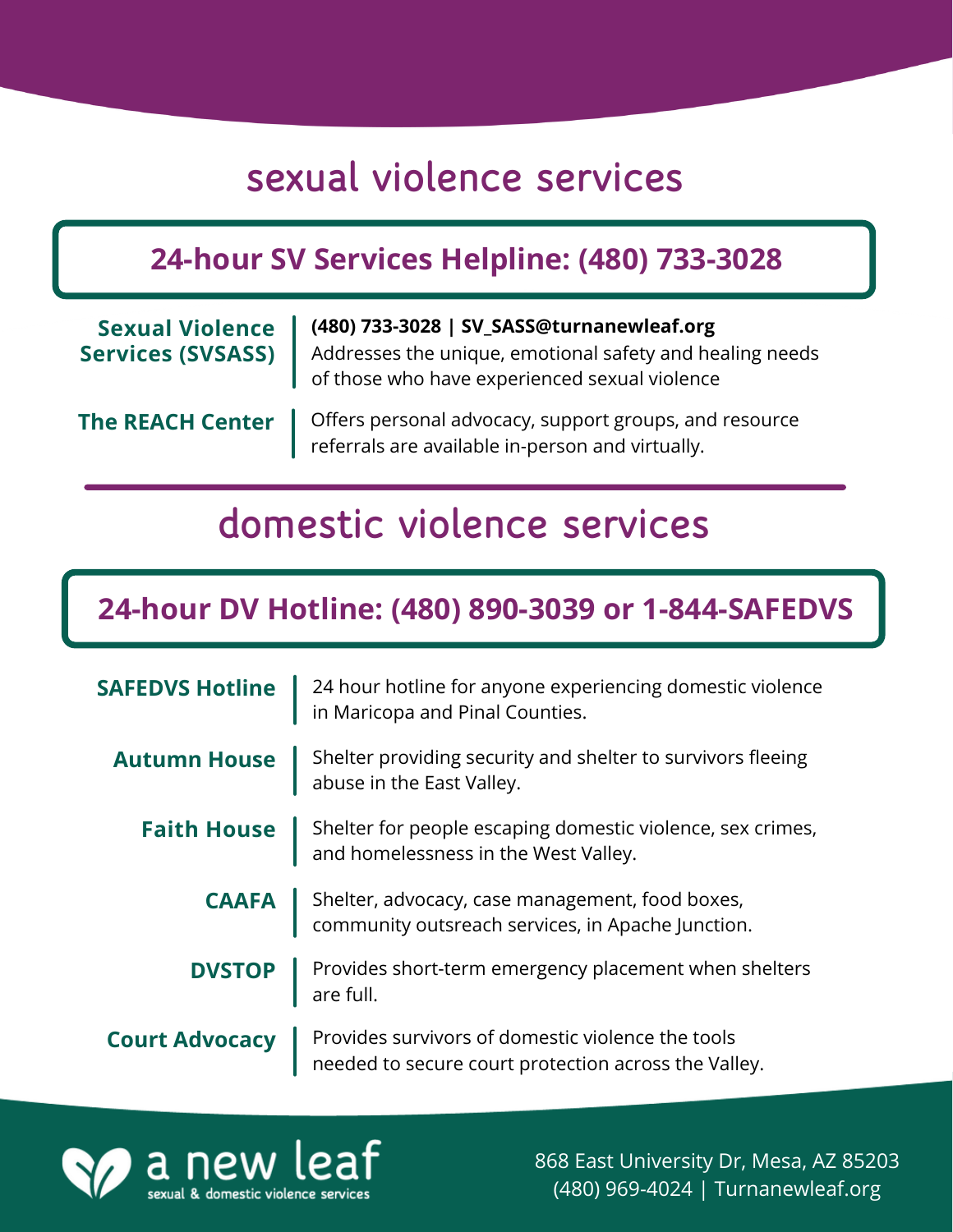# sexual violence services

## 24-hour SV Services Helpline: (480) 733-3028

**Sexual Violence Services (SVSASS)**
**(480) 733-3028 | SV_SASS@turnanewleaf.org**
Addresses the unique, emotional safety and healing needs of those who have experienced sexual violence

**The REACH Center**
Offers personal advocacy, support groups, and resource referrals are available in-person and virtually.

# domestic violence services

## 24-hour DV Hotline: (480) 890-3039 or 1-844-SAFEDVS

**SAFEDVS Hotline**
24 hour hotline for anyone experiencing domestic violence in Maricopa and Pinal Counties.

**Autumn House**
Shelter providing security and shelter to survivors fleeing abuse in the East Valley.

**Faith House**
Shelter for people escaping domestic violence, sex crimes, and homelessness in the West Valley.

**CAAFA**
Shelter, advocacy, case management, food boxes, community outsreach services, in Apache Junction.

**DVSTOP**
Provides short-term emergency placement when shelters are full.

**Court Advocacy**
Provides survivors of domestic violence the tools needed to secure court protection across the Valley.

a new leaf
sexual & domestic violence services

868 East University Dr, Mesa, AZ 85203
(480) 969-4024 | Turnanewleaf.org